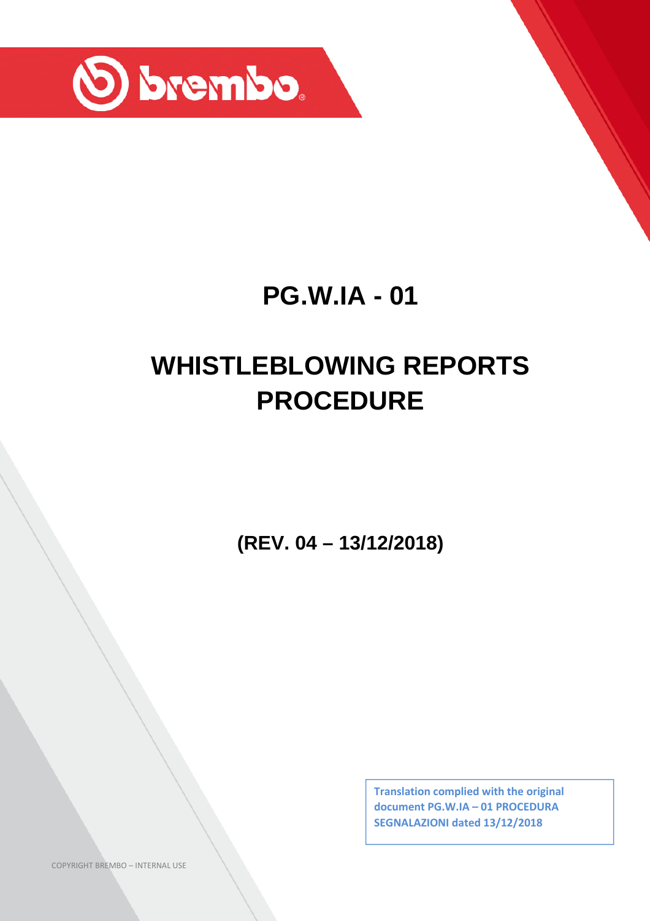brembo

# PG.W.IA - 01

# WHISTLEBLOWING REPORTS PROCEDURE

**(REV. 04 – 13/12/2018)**

**Translation complied with the original document PG.W.IA – 01 PROCEDURA SEGNALAZIONI dated 13/12/2018**

COPYRIGHT BREMBO – INTERNAL USE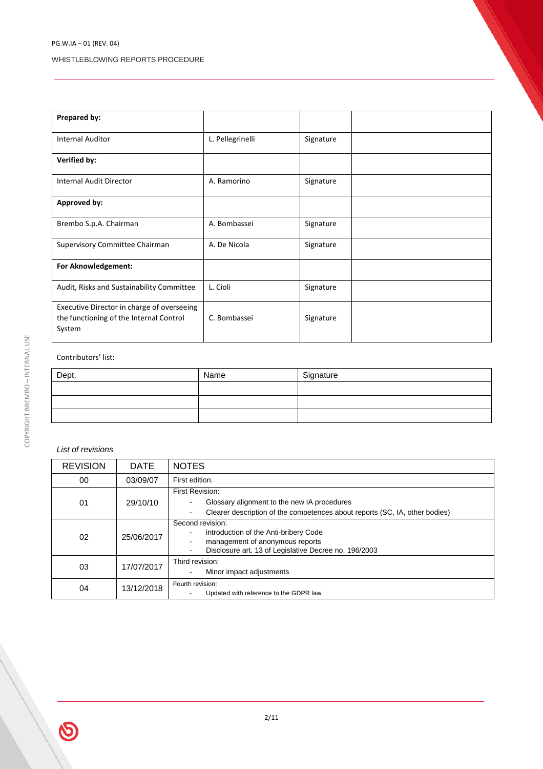| Prepared by: | | | |
|---|---|---|---|
| Internal Auditor | L. Pellegrinelli | Signature | |
| **Verified by:** | | | |
| Internal Audit Director | A. Ramorino | Signature | |
| **Approved by:** | | | |
| Brembo S.p.A. Chairman | A. Bombassei | Signature | |
| Supervisory Committee Chairman | A. De Nicola | Signature | |
| **For Aknowledgement:** | | | |
| Audit, Risks and Sustainability Committee | L. Cioli | Signature | |
| Executive Director in charge of overseeing the functioning of the Internal Control System | C. Bombassei | Signature | |

Contributors' list:

| Dept. | Name | Signature |
|---|---|---|
| | | |
| | | |
| | | |

*List of revisions*

| REVISION | DATE | NOTES |
|---|---|---|
| 00 | 03/09/07 | First edition. |
| 01 | 29/10/10 | First Revision:<br>- Glossary alignment to the new IA procedures<br>- Clearer description of the competences about reports (SC, IA, other bodies) |
| 02 | 25/06/2017 | Second revision:<br>- introduction of the Anti-bribery Code<br>- management of anonymous reports<br>- Disclosure art. 13 of Legislative Decree no. 196/2003 |
| 03 | 17/07/2017 | Third revision:<br>- Minor impact adjustments |
| 04 | 13/12/2018 | Fourth revision:<br>- Updated with reference to the GDPR law |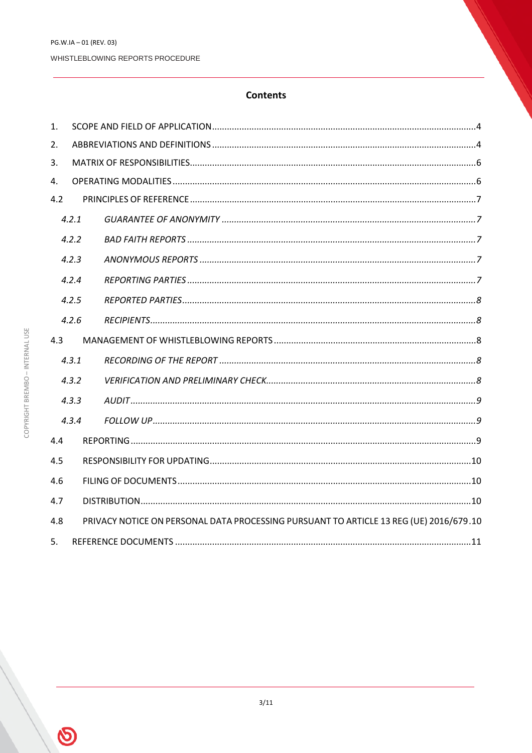## Contents

1. SCOPE AND FIELD OF APPLICATION ........................................................................................4
2. ABBREVIATIONS AND DEFINITIONS ........................................................................................4
3. MATRIX OF RESPONSIBILITIES..................................................................................................6
4. OPERATING MODALITIES ..........................................................................................................6

4.2 PRINCIPLES OF REFERENCE ..................................................................................................7

- *4.2.1 GUARANTEE OF ANONYMITY .....................................................................................7*
- *4.2.2 BAD FAITH REPORTS ...................................................................................................7*
- *4.2.3 ANONYMOUS REPORTS ..............................................................................................7*
- *4.2.4 REPORTING PARTIES ...................................................................................................7*
- *4.2.5 REPORTED PARTIES.....................................................................................................8*
- *4.2.6 RECIPIENTS..................................................................................................................8*

4.3 MANAGEMENT OF WHISTLEBLOWING REPORTS ................................................................8

- *4.3.1 RECORDING OF THE REPORT ......................................................................................8*
- *4.3.2 VERIFICATION AND PRELIMINARY CHECK...................................................................8*
- *4.3.3 AUDIT..........................................................................................................................9*
- *4.3.4 FOLLOW UP.................................................................................................................9*

4.4 REPORTING .........................................................................................................................9

4.5 RESPONSIBILITY FOR UPDATING........................................................................................10

4.6 FILING OF DOCUMENTS .....................................................................................................10

4.7 DISTRIBUTION....................................................................................................................10

4.8 PRIVACY NOTICE ON PERSONAL DATA PROCESSING PURSUANT TO ARTICLE 13 REG (UE) 2016/679.10

5. REFERENCE DOCUMENTS ......................................................................................................11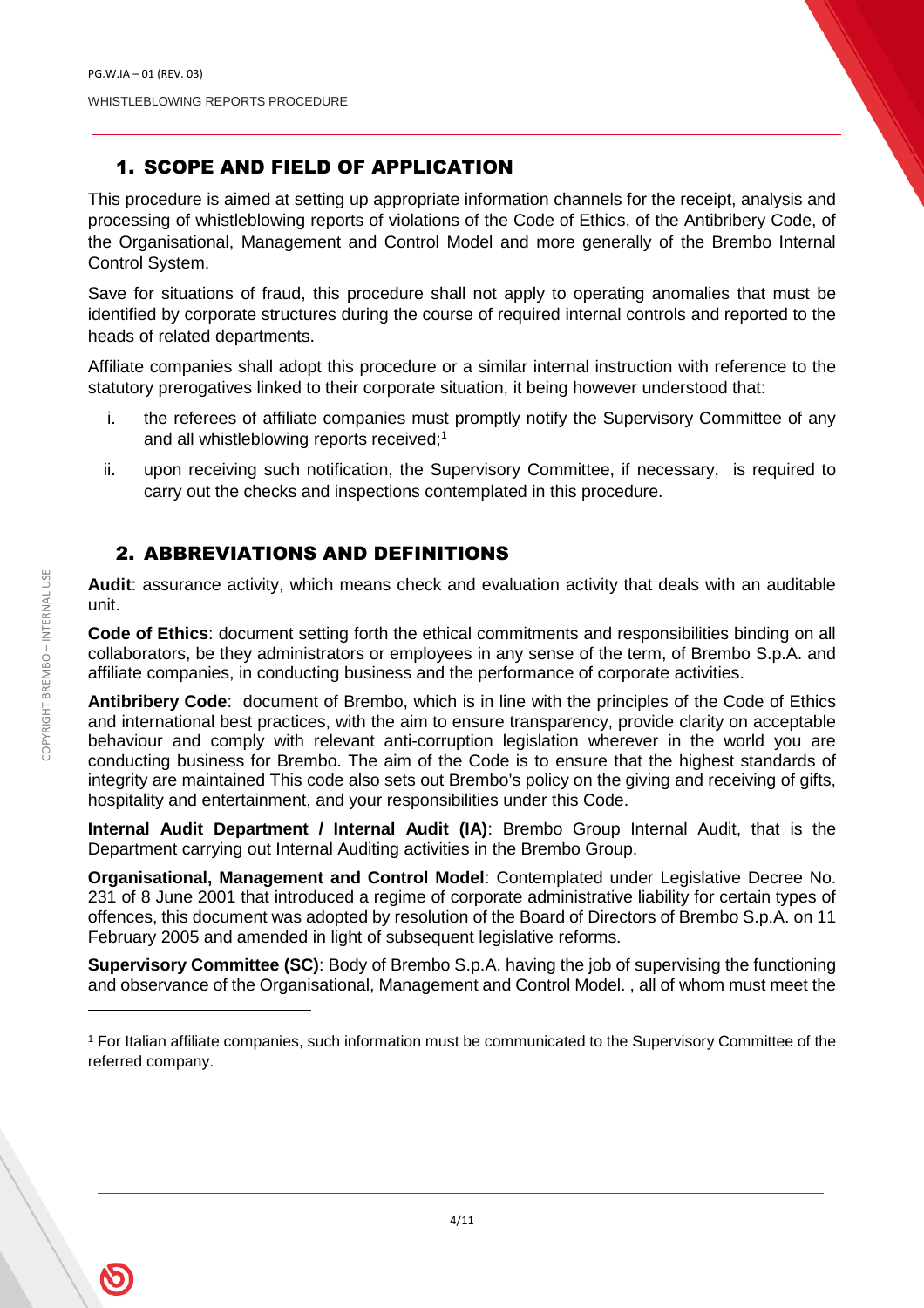## 1. SCOPE AND FIELD OF APPLICATION

This procedure is aimed at setting up appropriate information channels for the receipt, analysis and processing of whistleblowing reports of violations of the Code of Ethics, of the Antibribery Code, of the Organisational, Management and Control Model and more generally of the Brembo Internal Control System.

Save for situations of fraud, this procedure shall not apply to operating anomalies that must be identified by corporate structures during the course of required internal controls and reported to the heads of related departments.

Affiliate companies shall adopt this procedure or a similar internal instruction with reference to the statutory prerogatives linked to their corporate situation, it being however understood that:

i. the referees of affiliate companies must promptly notify the Supervisory Committee of any and all whistleblowing reports received;[1]

ii. upon receiving such notification, the Supervisory Committee, if necessary, is required to carry out the checks and inspections contemplated in this procedure.

## 2. ABBREVIATIONS AND DEFINITIONS

**Audit**: assurance activity, which means check and evaluation activity that deals with an auditable unit.

**Code of Ethics**: document setting forth the ethical commitments and responsibilities binding on all collaborators, be they administrators or employees in any sense of the term, of Brembo S.p.A. and affiliate companies, in conducting business and the performance of corporate activities.

**Antibribery Code**: document of Brembo, which is in line with the principles of the Code of Ethics and international best practices, with the aim to ensure transparency, provide clarity on acceptable behaviour and comply with relevant anti-corruption legislation wherever in the world you are conducting business for Brembo. The aim of the Code is to ensure that the highest standards of integrity are maintained This code also sets out Brembo's policy on the giving and receiving of gifts, hospitality and entertainment, and your responsibilities under this Code.

**Internal Audit Department / Internal Audit (IA)**: Brembo Group Internal Audit, that is the Department carrying out Internal Auditing activities in the Brembo Group.

**Organisational, Management and Control Model**: Contemplated under Legislative Decree No. 231 of 8 June 2001 that introduced a regime of corporate administrative liability for certain types of offences, this document was adopted by resolution of the Board of Directors of Brembo S.p.A. on 11 February 2005 and amended in light of subsequent legislative reforms.

**Supervisory Committee (SC)**: Body of Brembo S.p.A. having the job of supervising the functioning and observance of the Organisational, Management and Control Model. , all of whom must meet the

[1] For Italian affiliate companies, such information must be communicated to the Supervisory Committee of the referred company.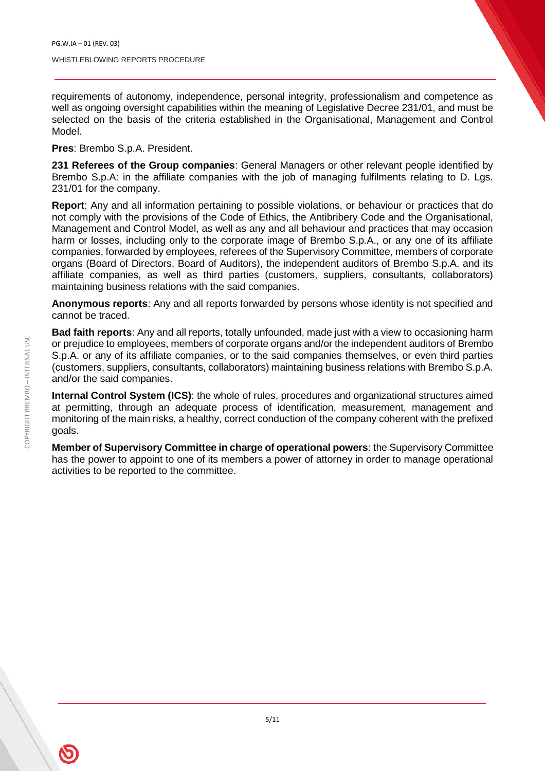requirements of autonomy, independence, personal integrity, professionalism and competence as well as ongoing oversight capabilities within the meaning of Legislative Decree 231/01, and must be selected on the basis of the criteria established in the Organisational, Management and Control Model.

**Pres**: Brembo S.p.A. President.

**231 Referees of the Group companies**: General Managers or other relevant people identified by Brembo S.p.A: in the affiliate companies with the job of managing fulfilments relating to D. Lgs. 231/01 for the company.

**Report**: Any and all information pertaining to possible violations, or behaviour or practices that do not comply with the provisions of the Code of Ethics, the Antibribery Code and the Organisational, Management and Control Model, as well as any and all behaviour and practices that may occasion harm or losses, including only to the corporate image of Brembo S.p.A., or any one of its affiliate companies, forwarded by employees, referees of the Supervisory Committee, members of corporate organs (Board of Directors, Board of Auditors), the independent auditors of Brembo S.p.A. and its affiliate companies, as well as third parties (customers, suppliers, consultants, collaborators) maintaining business relations with the said companies.

**Anonymous reports**: Any and all reports forwarded by persons whose identity is not specified and cannot be traced.

**Bad faith reports**: Any and all reports, totally unfounded, made just with a view to occasioning harm or prejudice to employees, members of corporate organs and/or the independent auditors of Brembo S.p.A. or any of its affiliate companies, or to the said companies themselves, or even third parties (customers, suppliers, consultants, collaborators) maintaining business relations with Brembo S.p.A. and/or the said companies.

**Internal Control System (ICS)**: the whole of rules, procedures and organizational structures aimed at permitting, through an adequate process of identification, measurement, management and monitoring of the main risks, a healthy, correct conduction of the company coherent with the prefixed goals.

**Member of Supervisory Committee in charge of operational powers**: the Supervisory Committee has the power to appoint to one of its members a power of attorney in order to manage operational activities to be reported to the committee.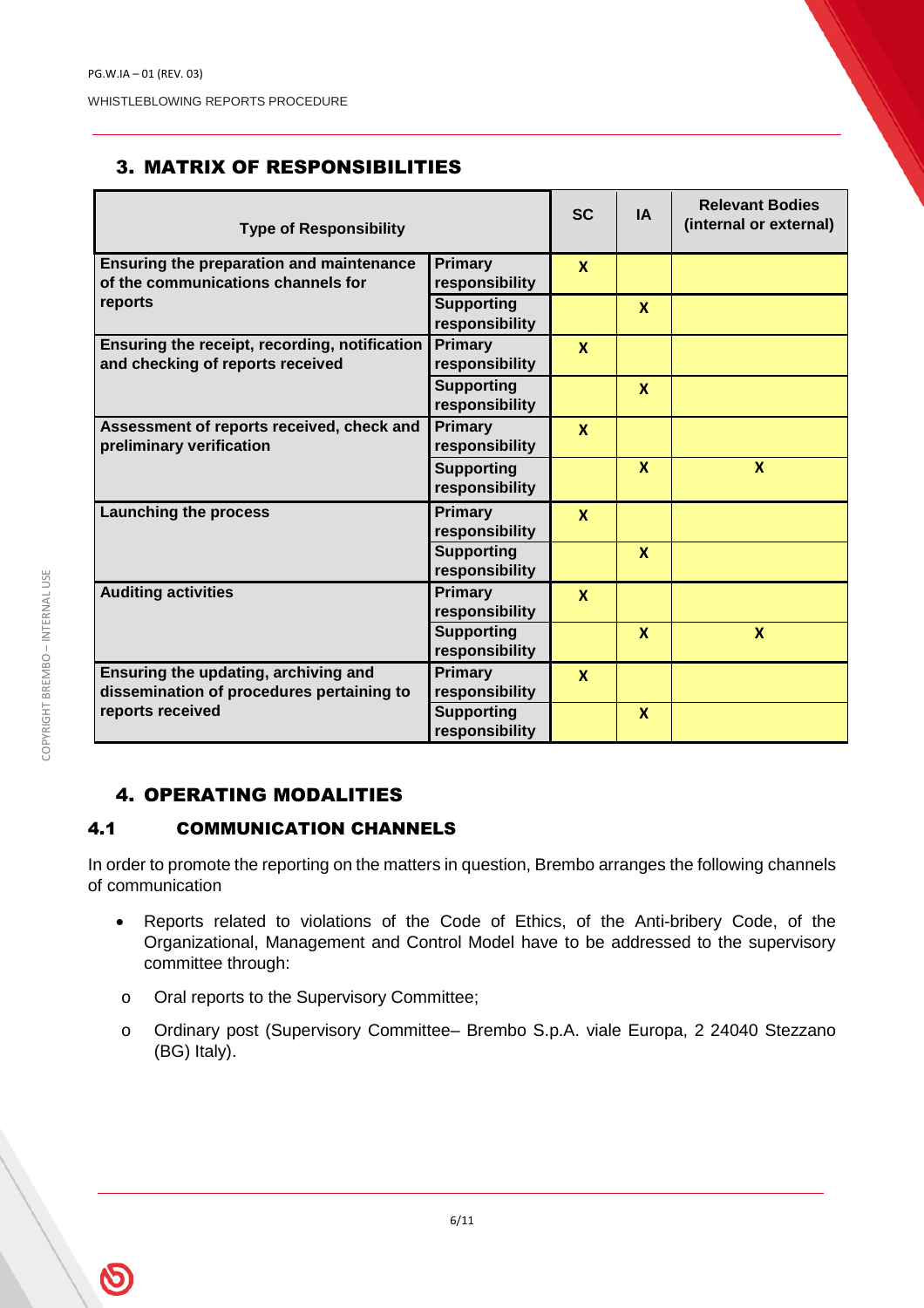## 3. MATRIX OF RESPONSIBILITIES

| Type of Responsibility | | SC | IA | Relevant Bodies (internal or external) |
|---|---|---|---|---|
| **Ensuring the preparation and maintenance of the communications channels for reports** | **Primary responsibility** | **X** | | |
| | **Supporting responsibility** | | **X** | |
| **Ensuring the receipt, recording, notification and checking of reports received** | **Primary responsibility** | **X** | | |
| | **Supporting responsibility** | | **X** | |
| **Assessment of reports received, check and preliminary verification** | **Primary responsibility** | **X** | | |
| | **Supporting responsibility** | | **X** | **X** |
| **Launching the process** | **Primary responsibility** | **X** | | |
| | **Supporting responsibility** | | **X** | |
| **Auditing activities** | **Primary responsibility** | **X** | | |
| | **Supporting responsibility** | | **X** | **X** |
| **Ensuring the updating, archiving and dissemination of procedures pertaining to reports received** | **Primary responsibility** | **X** | | |
| | **Supporting responsibility** | | **X** | |

## 4. OPERATING MODALITIES

### 4.1 COMMUNICATION CHANNELS

In order to promote the reporting on the matters in question, Brembo arranges the following channels of communication

- Reports related to violations of the Code of Ethics, of the Anti-bribery Code, of the Organizational, Management and Control Model have to be addressed to the supervisory committee through:
  - Oral reports to the Supervisory Committee;
  - Ordinary post (Supervisory Committee– Brembo S.p.A. viale Europa, 2 24040 Stezzano (BG) Italy).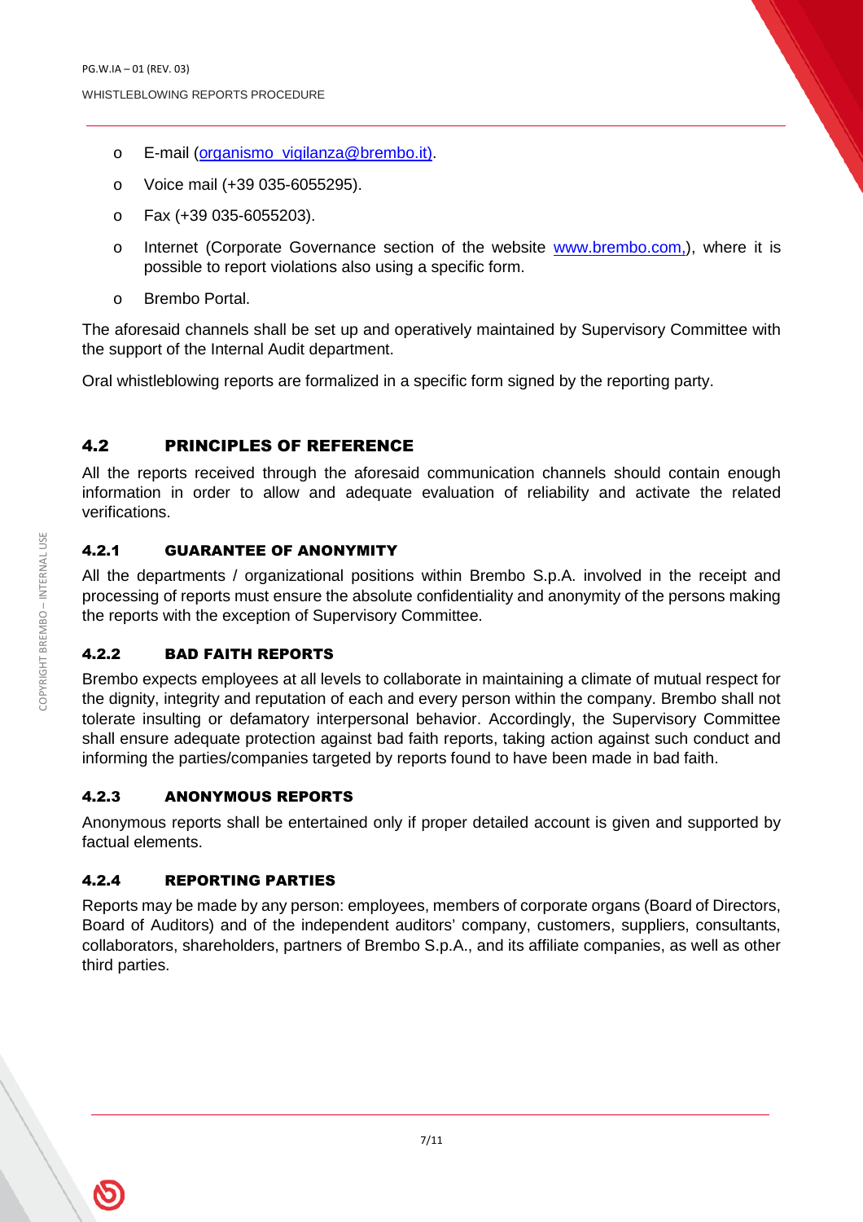- E-mail (organismo_vigilanza@brembo.it).
- Voice mail (+39 035-6055295).
- Fax (+39 035-6055203).
- Internet (Corporate Governance section of the website www.brembo.com,), where it is possible to report violations also using a specific form.
- Brembo Portal.

The aforesaid channels shall be set up and operatively maintained by Supervisory Committee with the support of the Internal Audit department.

Oral whistleblowing reports are formalized in a specific form signed by the reporting party.

## 4.2 PRINCIPLES OF REFERENCE

All the reports received through the aforesaid communication channels should contain enough information in order to allow and adequate evaluation of reliability and activate the related verifications.

### 4.2.1 GUARANTEE OF ANONYMITY

All the departments / organizational positions within Brembo S.p.A. involved in the receipt and processing of reports must ensure the absolute confidentiality and anonymity of the persons making the reports with the exception of Supervisory Committee.

### 4.2.2 BAD FAITH REPORTS

Brembo expects employees at all levels to collaborate in maintaining a climate of mutual respect for the dignity, integrity and reputation of each and every person within the company. Brembo shall not tolerate insulting or defamatory interpersonal behavior. Accordingly, the Supervisory Committee shall ensure adequate protection against bad faith reports, taking action against such conduct and informing the parties/companies targeted by reports found to have been made in bad faith.

### 4.2.3 ANONYMOUS REPORTS

Anonymous reports shall be entertained only if proper detailed account is given and supported by factual elements.

### 4.2.4 REPORTING PARTIES

Reports may be made by any person: employees, members of corporate organs (Board of Directors, Board of Auditors) and of the independent auditors' company, customers, suppliers, consultants, collaborators, shareholders, partners of Brembo S.p.A., and its affiliate companies, as well as other third parties.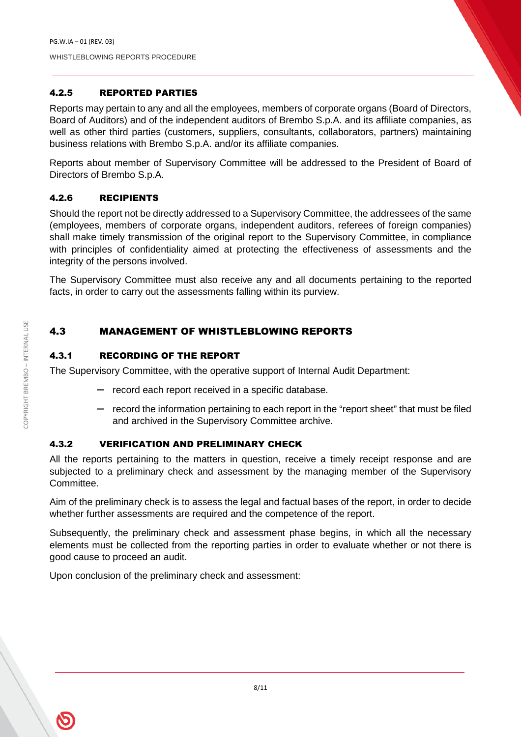#### 4.2.5 REPORTED PARTIES

Reports may pertain to any and all the employees, members of corporate organs (Board of Directors, Board of Auditors) and of the independent auditors of Brembo S.p.A. and its affiliate companies, as well as other third parties (customers, suppliers, consultants, collaborators, partners) maintaining business relations with Brembo S.p.A. and/or its affiliate companies.

Reports about member of Supervisory Committee will be addressed to the President of Board of Directors of Brembo S.p.A.

#### 4.2.6 RECIPIENTS

Should the report not be directly addressed to a Supervisory Committee, the addressees of the same (employees, members of corporate organs, independent auditors, referees of foreign companies) shall make timely transmission of the original report to the Supervisory Committee, in compliance with principles of confidentiality aimed at protecting the effectiveness of assessments and the integrity of the persons involved.

The Supervisory Committee must also receive any and all documents pertaining to the reported facts, in order to carry out the assessments falling within its purview.

### 4.3 MANAGEMENT OF WHISTLEBLOWING REPORTS

#### 4.3.1 RECORDING OF THE REPORT

The Supervisory Committee, with the operative support of Internal Audit Department:

- record each report received in a specific database.
- record the information pertaining to each report in the "report sheet" that must be filed and archived in the Supervisory Committee archive.

#### 4.3.2 VERIFICATION AND PRELIMINARY CHECK

All the reports pertaining to the matters in question, receive a timely receipt response and are subjected to a preliminary check and assessment by the managing member of the Supervisory Committee.

Aim of the preliminary check is to assess the legal and factual bases of the report, in order to decide whether further assessments are required and the competence of the report.

Subsequently, the preliminary check and assessment phase begins, in which all the necessary elements must be collected from the reporting parties in order to evaluate whether or not there is good cause to proceed an audit.

Upon conclusion of the preliminary check and assessment: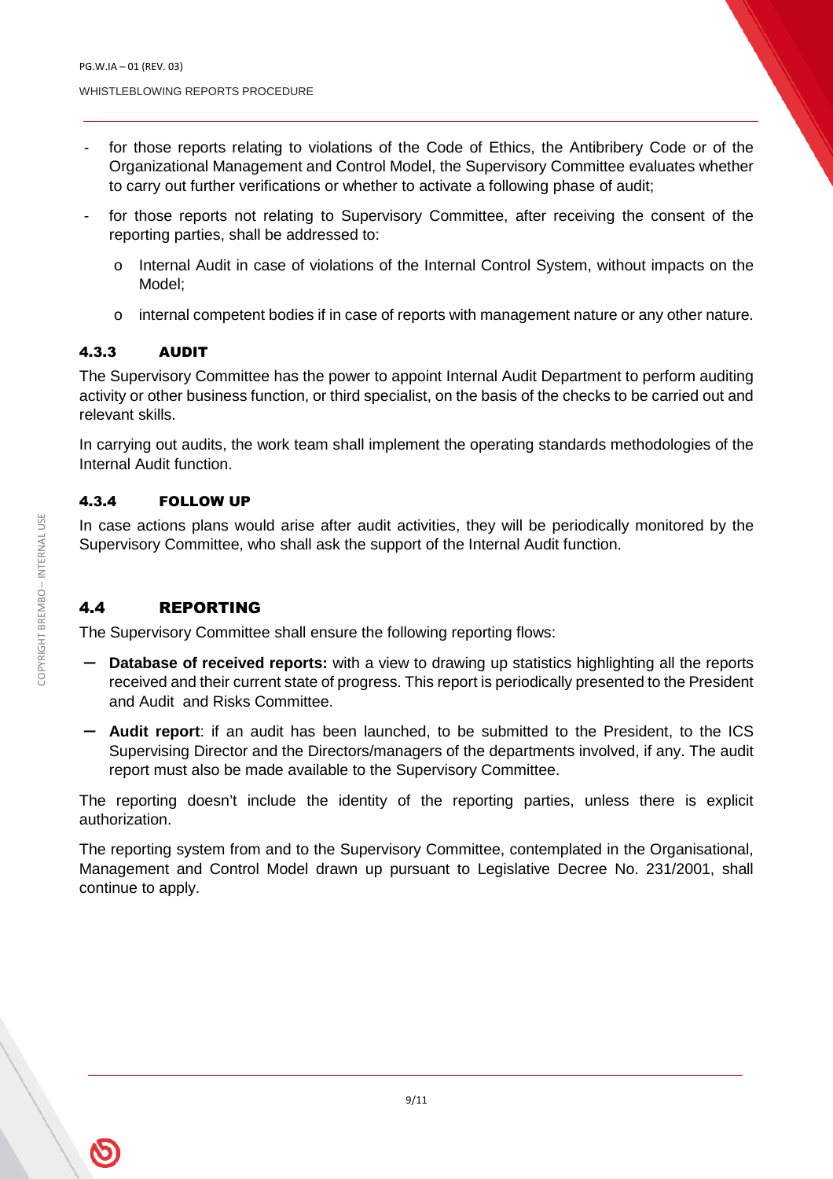- for those reports relating to violations of the Code of Ethics, the Antibribery Code or of the Organizational Management and Control Model, the Supervisory Committee evaluates whether to carry out further verifications or whether to activate a following phase of audit;
- for those reports not relating to Supervisory Committee, after receiving the consent of the reporting parties, shall be addressed to:
  - Internal Audit in case of violations of the Internal Control System, without impacts on the Model;
  - internal competent bodies if in case of reports with management nature or any other nature.

#### 4.3.3 AUDIT

The Supervisory Committee has the power to appoint Internal Audit Department to perform auditing activity or other business function, or third specialist, on the basis of the checks to be carried out and relevant skills.

In carrying out audits, the work team shall implement the operating standards methodologies of the Internal Audit function.

#### 4.3.4 FOLLOW UP

In case actions plans would arise after audit activities, they will be periodically monitored by the Supervisory Committee, who shall ask the support of the Internal Audit function.

### 4.4 REPORTING

The Supervisory Committee shall ensure the following reporting flows:

- **Database of received reports:** with a view to drawing up statistics highlighting all the reports received and their current state of progress. This report is periodically presented to the President and Audit and Risks Committee.
- **Audit report**: if an audit has been launched, to be submitted to the President, to the ICS Supervising Director and the Directors/managers of the departments involved, if any. The audit report must also be made available to the Supervisory Committee.

The reporting doesn't include the identity of the reporting parties, unless there is explicit authorization.

The reporting system from and to the Supervisory Committee, contemplated in the Organisational, Management and Control Model drawn up pursuant to Legislative Decree No. 231/2001, shall continue to apply.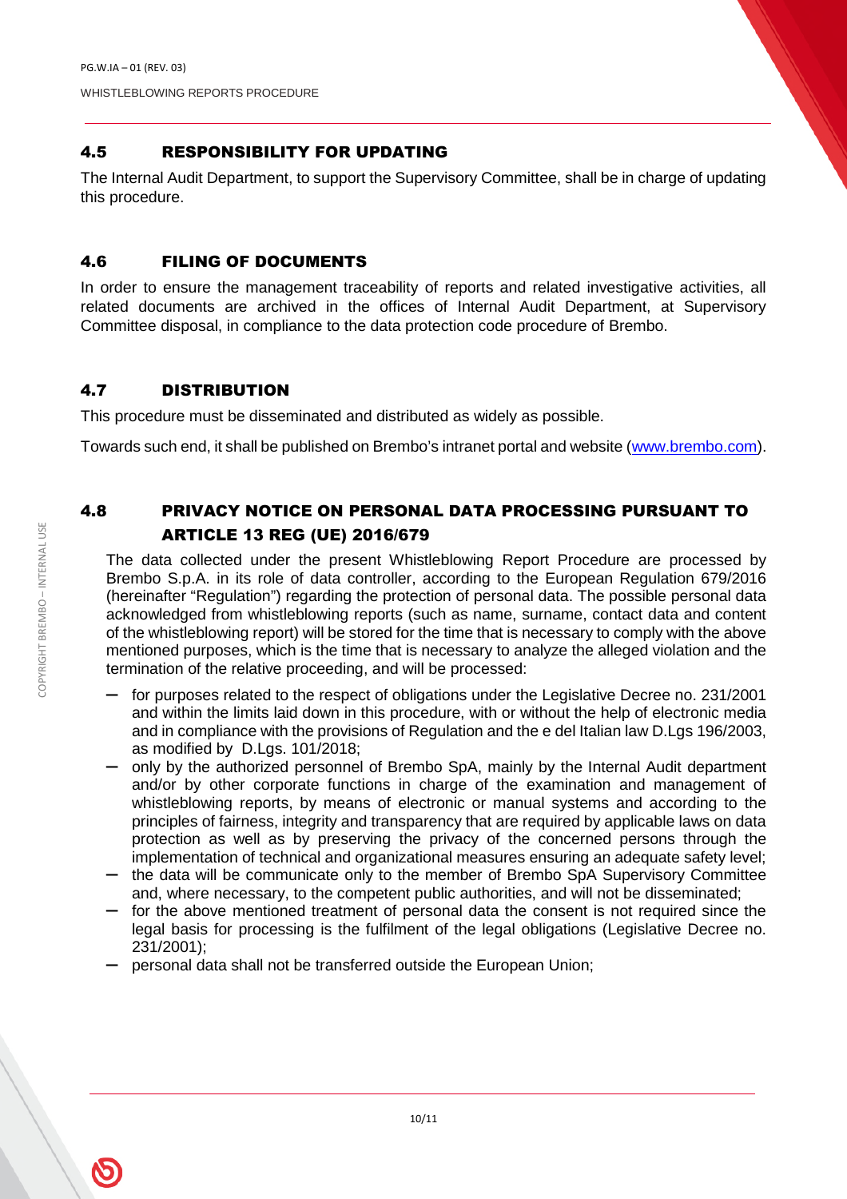## 4.5 RESPONSIBILITY FOR UPDATING

The Internal Audit Department, to support the Supervisory Committee, shall be in charge of updating this procedure.

## 4.6 FILING OF DOCUMENTS

In order to ensure the management traceability of reports and related investigative activities, all related documents are archived in the offices of Internal Audit Department, at Supervisory Committee disposal, in compliance to the data protection code procedure of Brembo.

## 4.7 DISTRIBUTION

This procedure must be disseminated and distributed as widely as possible.

Towards such end, it shall be published on Brembo's intranet portal and website (www.brembo.com).

## 4.8 PRIVACY NOTICE ON PERSONAL DATA PROCESSING PURSUANT TO ARTICLE 13 REG (UE) 2016/679

The data collected under the present Whistleblowing Report Procedure are processed by Brembo S.p.A. in its role of data controller, according to the European Regulation 679/2016 (hereinafter "Regulation") regarding the protection of personal data. The possible personal data acknowledged from whistleblowing reports (such as name, surname, contact data and content of the whistleblowing report) will be stored for the time that is necessary to comply with the above mentioned purposes, which is the time that is necessary to analyze the alleged violation and the termination of the relative proceeding, and will be processed:

- for purposes related to the respect of obligations under the Legislative Decree no. 231/2001 and within the limits laid down in this procedure, with or without the help of electronic media and in compliance with the provisions of Regulation and the e del Italian law D.Lgs 196/2003, as modified by D.Lgs. 101/2018;
- only by the authorized personnel of Brembo SpA, mainly by the Internal Audit department and/or by other corporate functions in charge of the examination and management of whistleblowing reports, by means of electronic or manual systems and according to the principles of fairness, integrity and transparency that are required by applicable laws on data protection as well as by preserving the privacy of the concerned persons through the implementation of technical and organizational measures ensuring an adequate safety level;
- the data will be communicate only to the member of Brembo SpA Supervisory Committee and, where necessary, to the competent public authorities, and will not be disseminated;
- for the above mentioned treatment of personal data the consent is not required since the legal basis for processing is the fulfilment of the legal obligations (Legislative Decree no. 231/2001);
- personal data shall not be transferred outside the European Union;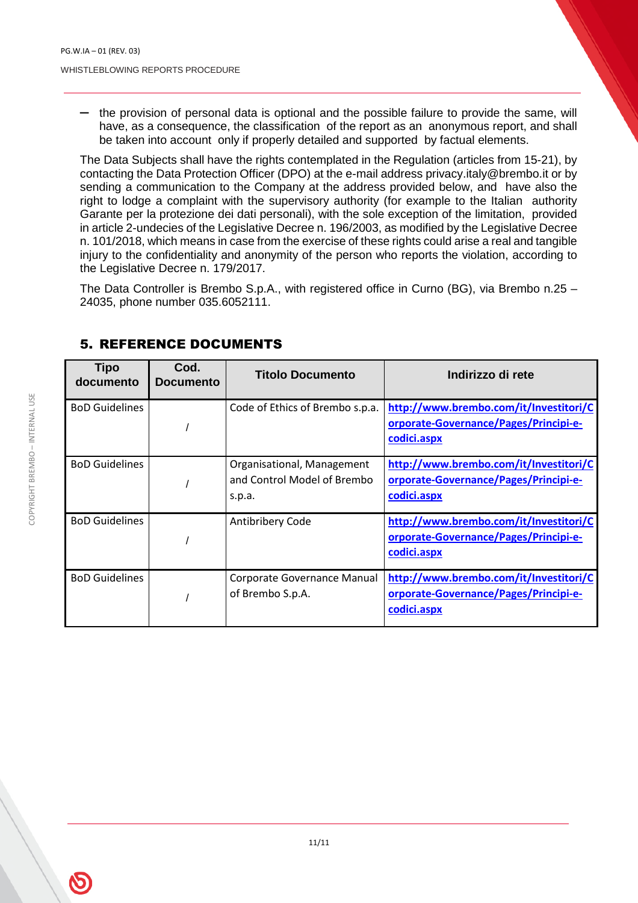- the provision of personal data is optional and the possible failure to provide the same, will have, as a consequence, the classification of the report as an anonymous report, and shall be taken into account only if properly detailed and supported by factual elements.

The Data Subjects shall have the rights contemplated in the Regulation (articles from 15-21), by contacting the Data Protection Officer (DPO) at the e-mail address privacy.italy@brembo.it or by sending a communication to the Company at the address provided below, and have also the right to lodge a complaint with the supervisory authority (for example to the Italian authority Garante per la protezione dei dati personali), with the sole exception of the limitation, provided in article 2-undecies of the Legislative Decree n. 196/2003, as modified by the Legislative Decree n. 101/2018, which means in case from the exercise of these rights could arise a real and tangible injury to the confidentiality and anonymity of the person who reports the violation, according to the Legislative Decree n. 179/2017.

The Data Controller is Brembo S.p.A., with registered office in Curno (BG), via Brembo n.25 – 24035, phone number 035.6052111.

## 5. REFERENCE DOCUMENTS

| Tipo documento | Cod. Documento | Titolo Documento | Indirizzo di rete |
|---|---|---|---|
| BoD Guidelines | / | Code of Ethics of Brembo s.p.a. | http://www.brembo.com/it/Investitori/Corporate-Governance/Pages/Principi-e-codici.aspx |
| BoD Guidelines | / | Organisational, Management and Control Model of Brembo s.p.a. | http://www.brembo.com/it/Investitori/Corporate-Governance/Pages/Principi-e-codici.aspx |
| BoD Guidelines | / | Antibribery Code | http://www.brembo.com/it/Investitori/Corporate-Governance/Pages/Principi-e-codici.aspx |
| BoD Guidelines | / | Corporate Governance Manual of Brembo S.p.A. | http://www.brembo.com/it/Investitori/Corporate-Governance/Pages/Principi-e-codici.aspx |